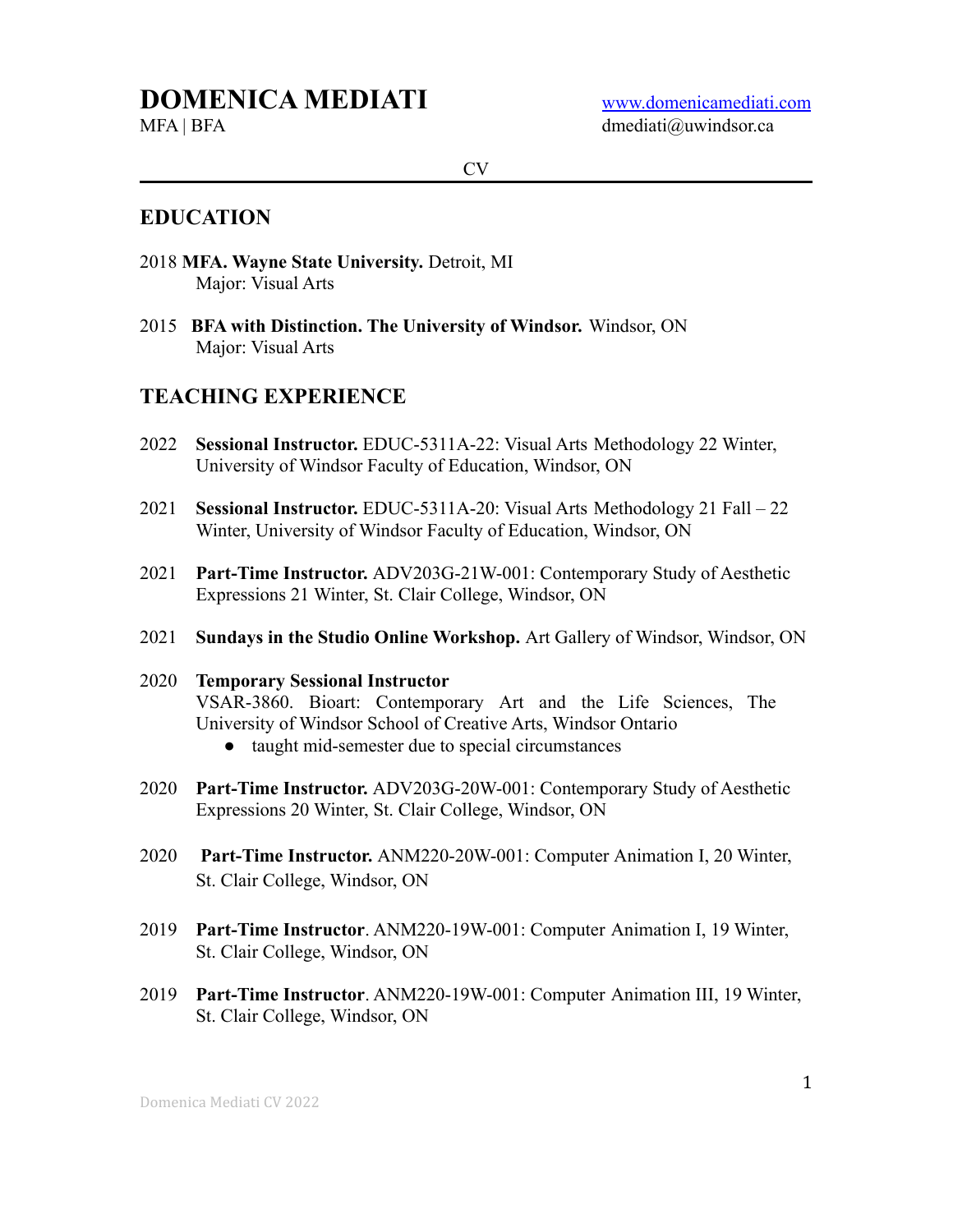# DOMENICA MEDIATI

MFA | BFA

www.domenicamediati.com
dmediati@uwindsor.ca

CV

---

## EDUCATION

2018 **MFA. Wayne State University.** Detroit, MI
Major: Visual Arts

2015 **BFA with Distinction. The University of Windsor.** Windsor, ON
Major: Visual Arts

## TEACHING EXPERIENCE

2022 **Sessional Instructor.** EDUC-5311A-22: Visual Arts Methodology 22 Winter, University of Windsor Faculty of Education, Windsor, ON

2021 **Sessional Instructor.** EDUC-5311A-20: Visual Arts Methodology 21 Fall – 22 Winter, University of Windsor Faculty of Education, Windsor, ON

2021 **Part-Time Instructor.** ADV203G-21W-001: Contemporary Study of Aesthetic Expressions 21 Winter, St. Clair College, Windsor, ON

2021 **Sundays in the Studio Online Workshop.** Art Gallery of Windsor, Windsor, ON

2020 **Temporary Sessional Instructor**
VSAR-3860. Bioart: Contemporary Art and the Life Sciences, The University of Windsor School of Creative Arts, Windsor Ontario
- taught mid-semester due to special circumstances

2020 **Part-Time Instructor.** ADV203G-20W-001: Contemporary Study of Aesthetic Expressions 20 Winter, St. Clair College, Windsor, ON

2020 **Part-Time Instructor.** ANM220-20W-001: Computer Animation I, 20 Winter, St. Clair College, Windsor, ON

2019 **Part-Time Instructor**. ANM220-19W-001: Computer Animation I, 19 Winter, St. Clair College, Windsor, ON

2019 **Part-Time Instructor**. ANM220-19W-001: Computer Animation III, 19 Winter, St. Clair College, Windsor, ON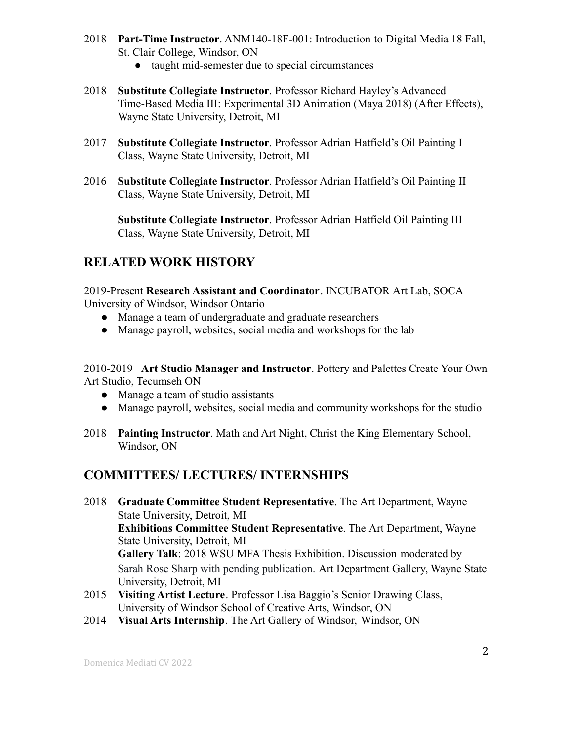2018 **Part-Time Instructor**. ANM140-18F-001: Introduction to Digital Media 18 Fall, St. Clair College, Windsor, ON

- taught mid-semester due to special circumstances

2018 **Substitute Collegiate Instructor**. Professor Richard Hayley's Advanced Time-Based Media III: Experimental 3D Animation (Maya 2018) (After Effects), Wayne State University, Detroit, MI

2017 **Substitute Collegiate Instructor**. Professor Adrian Hatfield's Oil Painting I Class, Wayne State University, Detroit, MI

2016 **Substitute Collegiate Instructor**. Professor Adrian Hatfield's Oil Painting II Class, Wayne State University, Detroit, MI

**Substitute Collegiate Instructor**. Professor Adrian Hatfield Oil Painting III Class, Wayne State University, Detroit, MI

## RELATED WORK HISTORY

2019-Present **Research Assistant and Coordinator**. INCUBATOR Art Lab, SOCA University of Windsor, Windsor Ontario

- Manage a team of undergraduate and graduate researchers
- Manage payroll, websites, social media and workshops for the lab

2010-2019 **Art Studio Manager and Instructor**. Pottery and Palettes Create Your Own Art Studio, Tecumseh ON

- Manage a team of studio assistants
- Manage payroll, websites, social media and community workshops for the studio

2018 **Painting Instructor**. Math and Art Night, Christ the King Elementary School, Windsor, ON

## COMMITTEES/ LECTURES/ INTERNSHIPS

2018 **Graduate Committee Student Representative**. The Art Department, Wayne State University, Detroit, MI
**Exhibitions Committee Student Representative**. The Art Department, Wayne State University, Detroit, MI
**Gallery Talk**: 2018 WSU MFA Thesis Exhibition. Discussion moderated by Sarah Rose Sharp with pending publication. Art Department Gallery, Wayne State University, Detroit, MI

2015 **Visiting Artist Lecture**. Professor Lisa Baggio's Senior Drawing Class, University of Windsor School of Creative Arts, Windsor, ON

2014 **Visual Arts Internship**. The Art Gallery of Windsor, Windsor, ON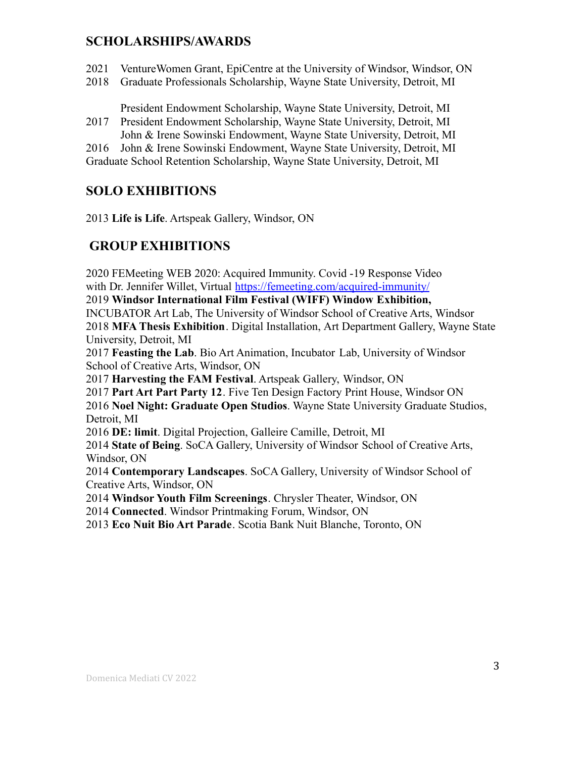## SCHOLARSHIPS/AWARDS

2021 VentureWomen Grant, EpiCentre at the University of Windsor, Windsor, ON
2018 Graduate Professionals Scholarship, Wayne State University, Detroit, MI

President Endowment Scholarship, Wayne State University, Detroit, MI
2017 President Endowment Scholarship, Wayne State University, Detroit, MI
John & Irene Sowinski Endowment, Wayne State University, Detroit, MI
2016 John & Irene Sowinski Endowment, Wayne State University, Detroit, MI
Graduate School Retention Scholarship, Wayne State University, Detroit, MI

## SOLO EXHIBITIONS

2013 **Life is Life**. Artspeak Gallery, Windsor, ON

## GROUP EXHIBITIONS

2020 FEMeeting WEB 2020: Acquired Immunity. Covid -19 Response Video with Dr. Jennifer Willet, Virtual https://femeeting.com/acquired-immunity/
2019 **Windsor International Film Festival (WIFF) Window Exhibition,** INCUBATOR Art Lab, The University of Windsor School of Creative Arts, Windsor
2018 **MFA Thesis Exhibition**. Digital Installation, Art Department Gallery, Wayne State University, Detroit, MI
2017 **Feasting the Lab**. Bio Art Animation, Incubator Lab, University of Windsor School of Creative Arts, Windsor, ON
2017 **Harvesting the FAM Festival**. Artspeak Gallery, Windsor, ON
2017 **Part Art Part Party 12**. Five Ten Design Factory Print House, Windsor ON
2016 **Noel Night: Graduate Open Studios**. Wayne State University Graduate Studios, Detroit, MI
2016 **DE: limit**. Digital Projection, Galleire Camille, Detroit, MI
2014 **State of Being**. SoCA Gallery, University of Windsor School of Creative Arts, Windsor, ON
2014 **Contemporary Landscapes**. SoCA Gallery, University of Windsor School of Creative Arts, Windsor, ON
2014 **Windsor Youth Film Screenings**. Chrysler Theater, Windsor, ON
2014 **Connected**. Windsor Printmaking Forum, Windsor, ON
2013 **Eco Nuit Bio Art Parade**. Scotia Bank Nuit Blanche, Toronto, ON